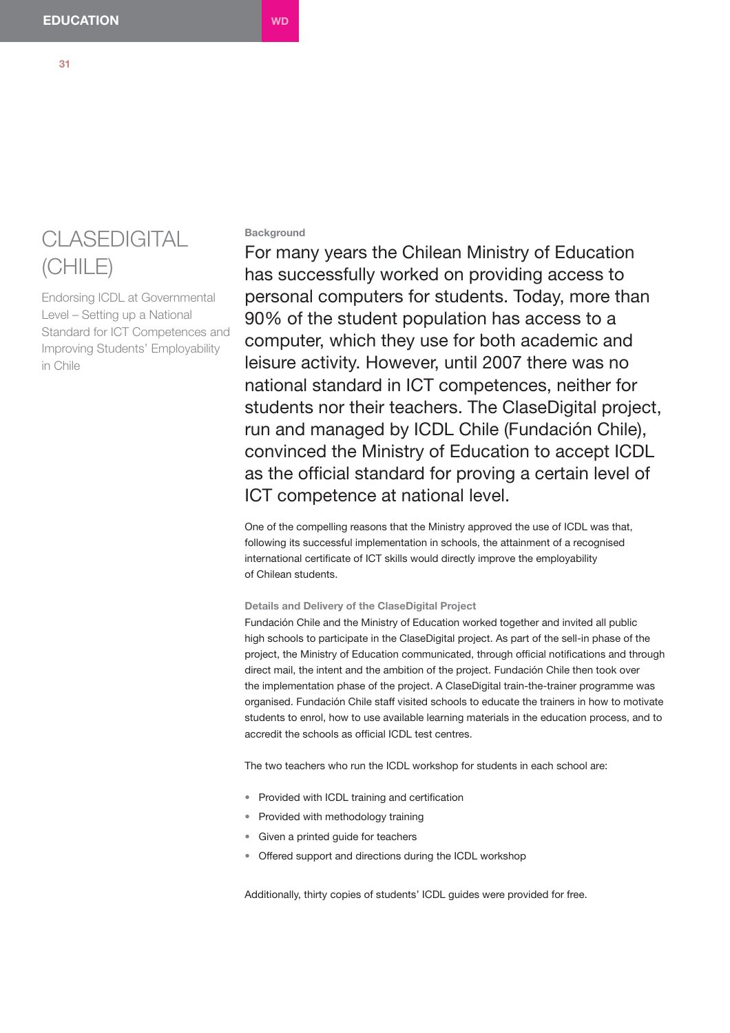# CLASEDIGITAL (CHILE)

Endorsing ICDL at Governmental Level – Setting up a National Standard for ICT Competences and Improving Students' Employability in Chile

### Background

For many years the Chilean Ministry of Education has successfully worked on providing access to personal computers for students. Today, more than 90% of the student population has access to a computer, which they use for both academic and leisure activity. However, until 2007 there was no national standard in ICT competences, neither for students nor their teachers. The ClaseDigital project, run and managed by ICDL Chile (Fundación Chile), convinced the Ministry of Education to accept ICDL as the official standard for proving a certain level of ICT competence at national level.

One of the compelling reasons that the Ministry approved the use of ICDL was that, following its successful implementation in schools, the attainment of a recognised international certificate of ICT skills would directly improve the employability of Chilean students.

### Details and Delivery of the ClaseDigital Project

Fundación Chile and the Ministry of Education worked together and invited all public high schools to participate in the ClaseDigital project. As part of the sell-in phase of the project, the Ministry of Education communicated, through official notifications and through direct mail, the intent and the ambition of the project. Fundación Chile then took over the implementation phase of the project. A ClaseDigital train-the-trainer programme was organised. Fundación Chile staff visited schools to educate the trainers in how to motivate students to enrol, how to use available learning materials in the education process, and to accredit the schools as official ICDL test centres.

The two teachers who run the ICDL workshop for students in each school are:

- Provided with ICDL training and certification
- Provided with methodology training
- Given a printed guide for teachers
- Offered support and directions during the ICDL workshop

Additionally, thirty copies of students' ICDL guides were provided for free.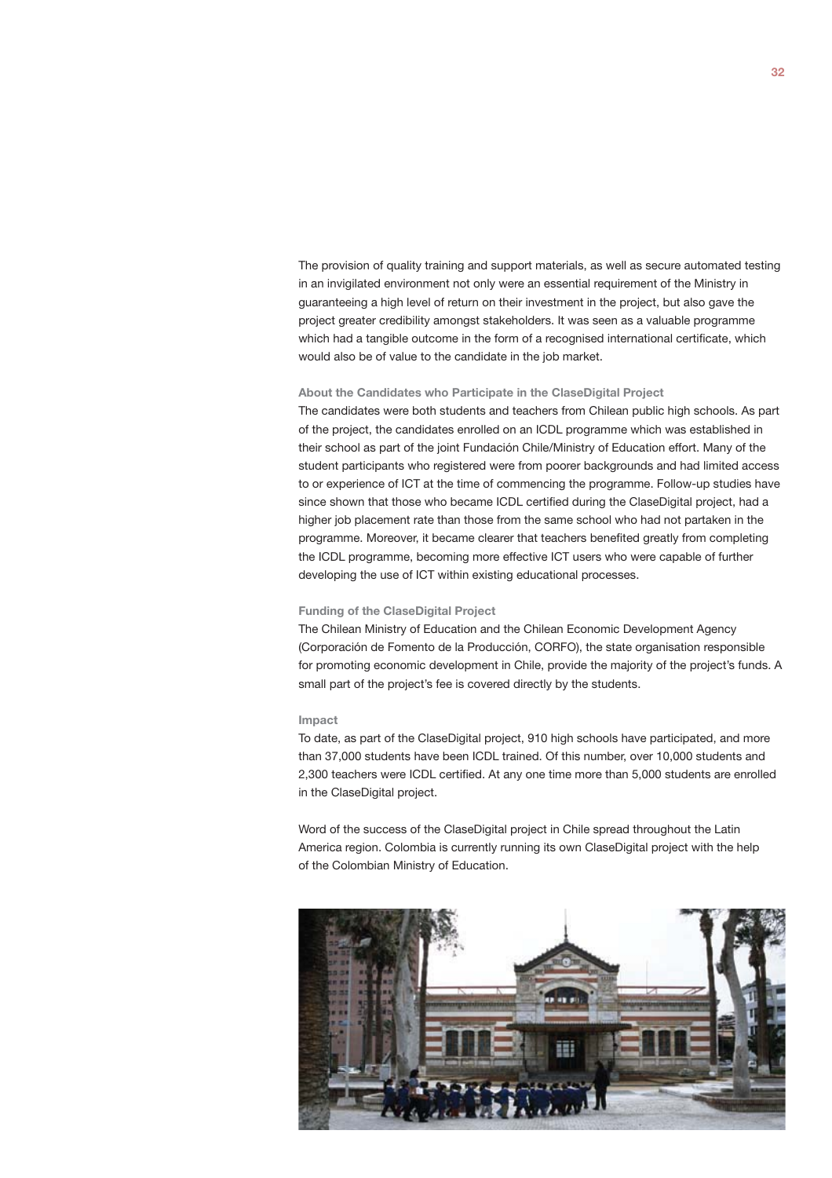The provision of quality training and support materials, as well as secure automated testing in an invigilated environment not only were an essential requirement of the Ministry in guaranteeing a high level of return on their investment in the project, but also gave the project greater credibility amongst stakeholders. It was seen as a valuable programme which had a tangible outcome in the form of a recognised international certificate, which would also be of value to the candidate in the job market.

### About the Candidates who Participate in the ClaseDigital Project

The candidates were both students and teachers from Chilean public high schools. As part of the project, the candidates enrolled on an ICDL programme which was established in their school as part of the joint Fundación Chile/Ministry of Education effort. Many of the student participants who registered were from poorer backgrounds and had limited access to or experience of ICT at the time of commencing the programme. Follow-up studies have since shown that those who became ICDL certified during the ClaseDigital project, had a higher job placement rate than those from the same school who had not partaken in the programme. Moreover, it became clearer that teachers benefited greatly from completing the ICDL programme, becoming more effective ICT users who were capable of further developing the use of ICT within existing educational processes.

### Funding of the ClaseDigital Project

The Chilean Ministry of Education and the Chilean Economic Development Agency (Corporación de Fomento de la Producción, CORFO), the state organisation responsible for promoting economic development in Chile, provide the majority of the project's funds. A small part of the project's fee is covered directly by the students.

### Impact

To date, as part of the ClaseDigital project, 910 high schools have participated, and more than 37,000 students have been ICDL trained. Of this number, over 10,000 students and 2,300 teachers were ICDL certified. At any one time more than 5,000 students are enrolled in the ClaseDigital project.

Word of the success of the ClaseDigital project in Chile spread throughout the Latin America region. Colombia is currently running its own ClaseDigital project with the help of the Colombian Ministry of Education.